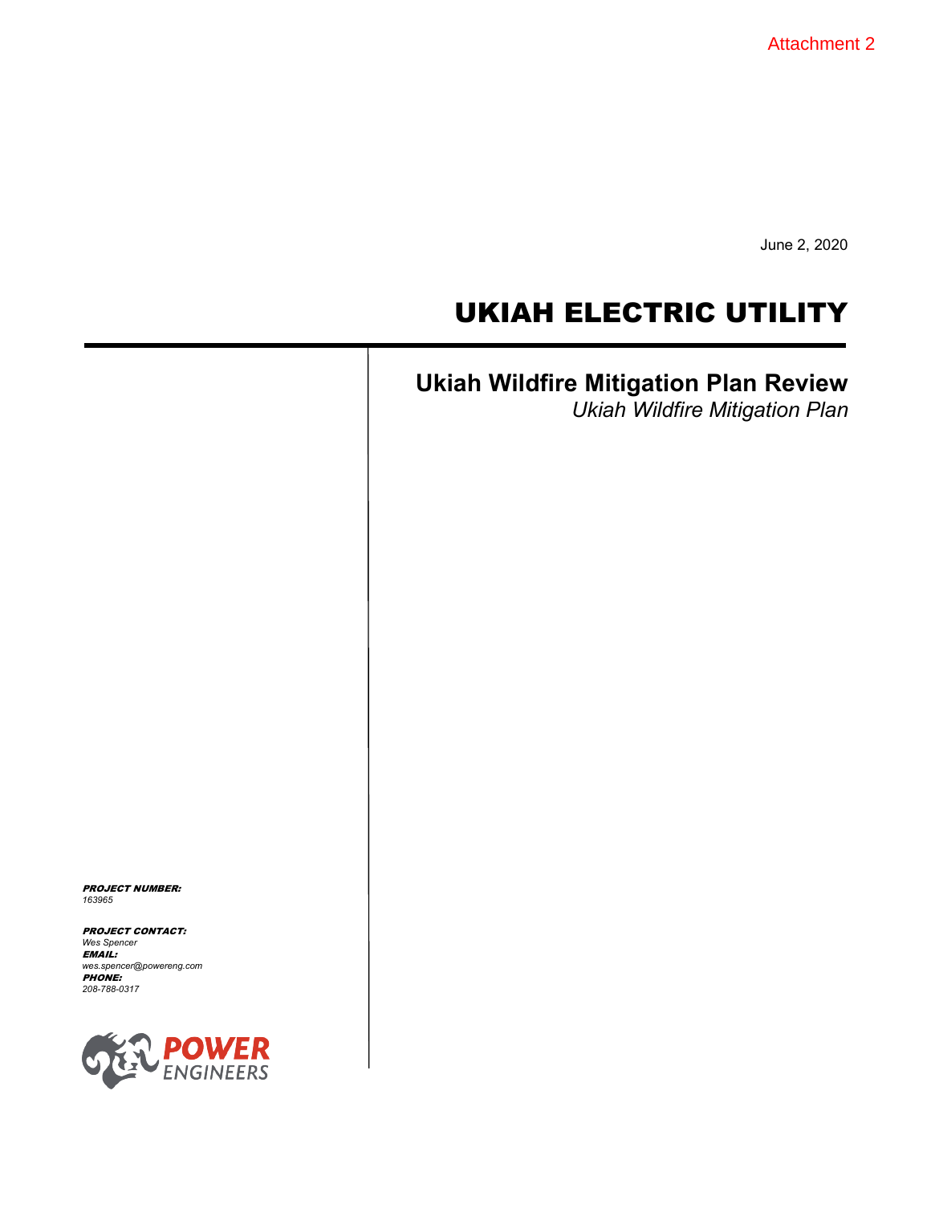Attachment 2

June 2, 2020

# UKIAH ELECTRIC UTILITY

## Ukiah Wildfire Mitigation Plan Review

*Ukiah Wildfire Mitigation Plan*

***PROJECT NUMBER:***
*163965*

***PROJECT CONTACT:***
*Wes Spencer*
***EMAIL:***
*wes.spencer@powereng.com*
***PHONE:***
*208-788-0317*

POWER ENGINEERS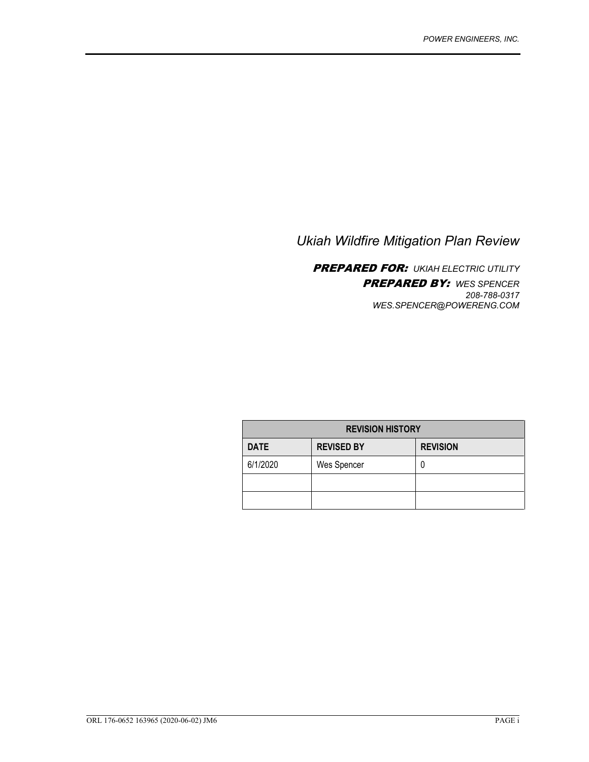# *Ukiah Wildfire Mitigation Plan Review*

***PREPARED FOR:*** *UKIAH ELECTRIC UTILITY*

***PREPARED BY:*** *WES SPENCER*
*208-788-0317*
*WES.SPENCER@POWERENG.COM*

| REVISION HISTORY | | |
|---|---|---|
| **DATE** | **REVISED BY** | **REVISION** |
| 6/1/2020 | Wes Spencer | 0 |
| | | |
| | | |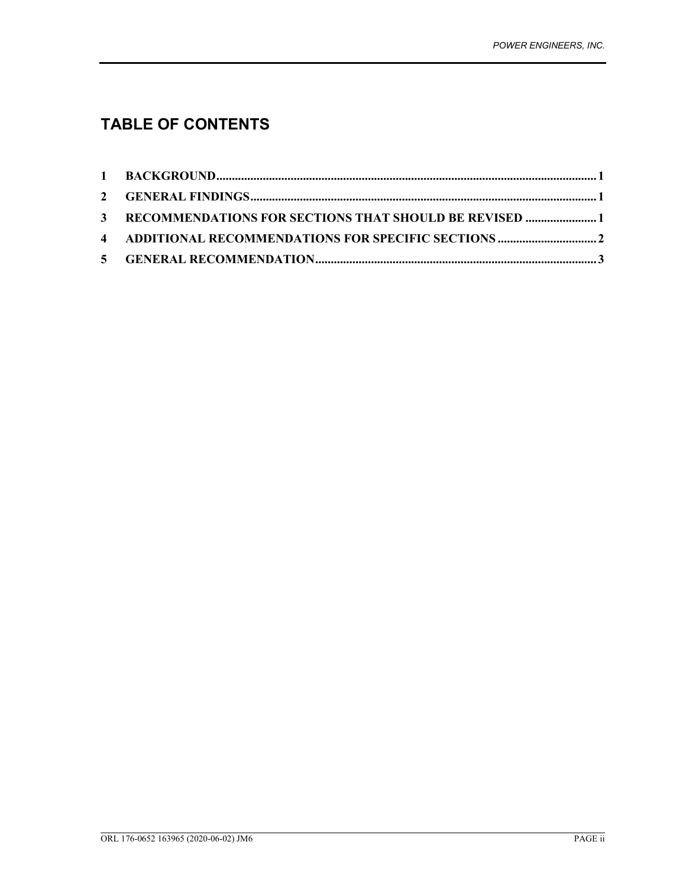# TABLE OF CONTENTS

1 BACKGROUND .......... 1

2 GENERAL FINDINGS .......... 1

3 RECOMMENDATIONS FOR SECTIONS THAT SHOULD BE REVISED .......... 1

4 ADDITIONAL RECOMMENDATIONS FOR SPECIFIC SECTIONS .......... 2

5 GENERAL RECOMMENDATION .......... 3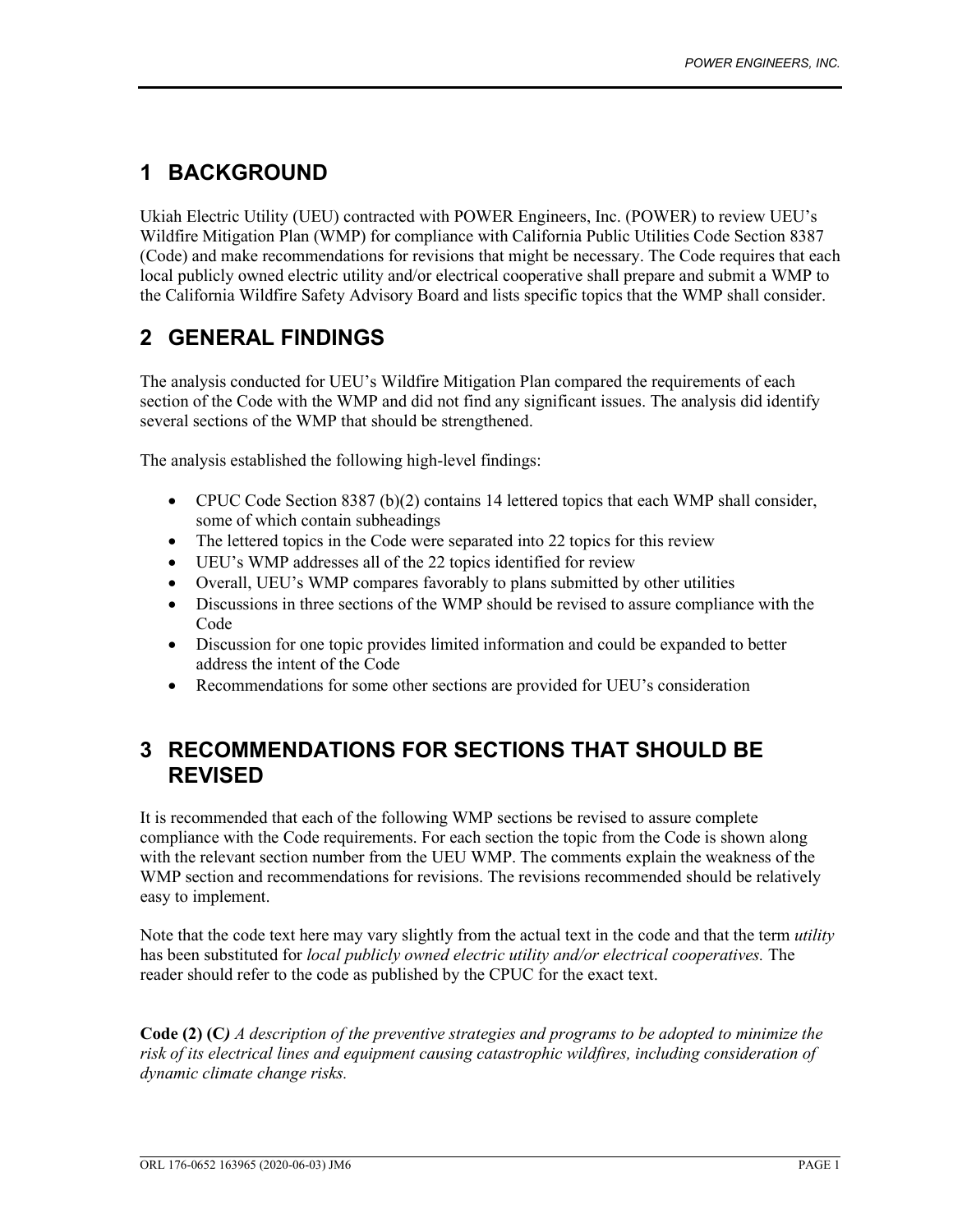# 1 BACKGROUND

Ukiah Electric Utility (UEU) contracted with POWER Engineers, Inc. (POWER) to review UEU's Wildfire Mitigation Plan (WMP) for compliance with California Public Utilities Code Section 8387 (Code) and make recommendations for revisions that might be necessary. The Code requires that each local publicly owned electric utility and/or electrical cooperative shall prepare and submit a WMP to the California Wildfire Safety Advisory Board and lists specific topics that the WMP shall consider.

# 2 GENERAL FINDINGS

The analysis conducted for UEU's Wildfire Mitigation Plan compared the requirements of each section of the Code with the WMP and did not find any significant issues. The analysis did identify several sections of the WMP that should be strengthened.

The analysis established the following high-level findings:

- CPUC Code Section 8387 (b)(2) contains 14 lettered topics that each WMP shall consider, some of which contain subheadings
- The lettered topics in the Code were separated into 22 topics for this review
- UEU's WMP addresses all of the 22 topics identified for review
- Overall, UEU's WMP compares favorably to plans submitted by other utilities
- Discussions in three sections of the WMP should be revised to assure compliance with the Code
- Discussion for one topic provides limited information and could be expanded to better address the intent of the Code
- Recommendations for some other sections are provided for UEU's consideration

# 3 RECOMMENDATIONS FOR SECTIONS THAT SHOULD BE REVISED

It is recommended that each of the following WMP sections be revised to assure complete compliance with the Code requirements. For each section the topic from the Code is shown along with the relevant section number from the UEU WMP. The comments explain the weakness of the WMP section and recommendations for revisions. The revisions recommended should be relatively easy to implement.

Note that the code text here may vary slightly from the actual text in the code and that the term *utility* has been substituted for *local publicly owned electric utility and/or electrical cooperatives.* The reader should refer to the code as published by the CPUC for the exact text.

**Code (2) (C)** *A description of the preventive strategies and programs to be adopted to minimize the risk of its electrical lines and equipment causing catastrophic wildfires, including consideration of dynamic climate change risks.*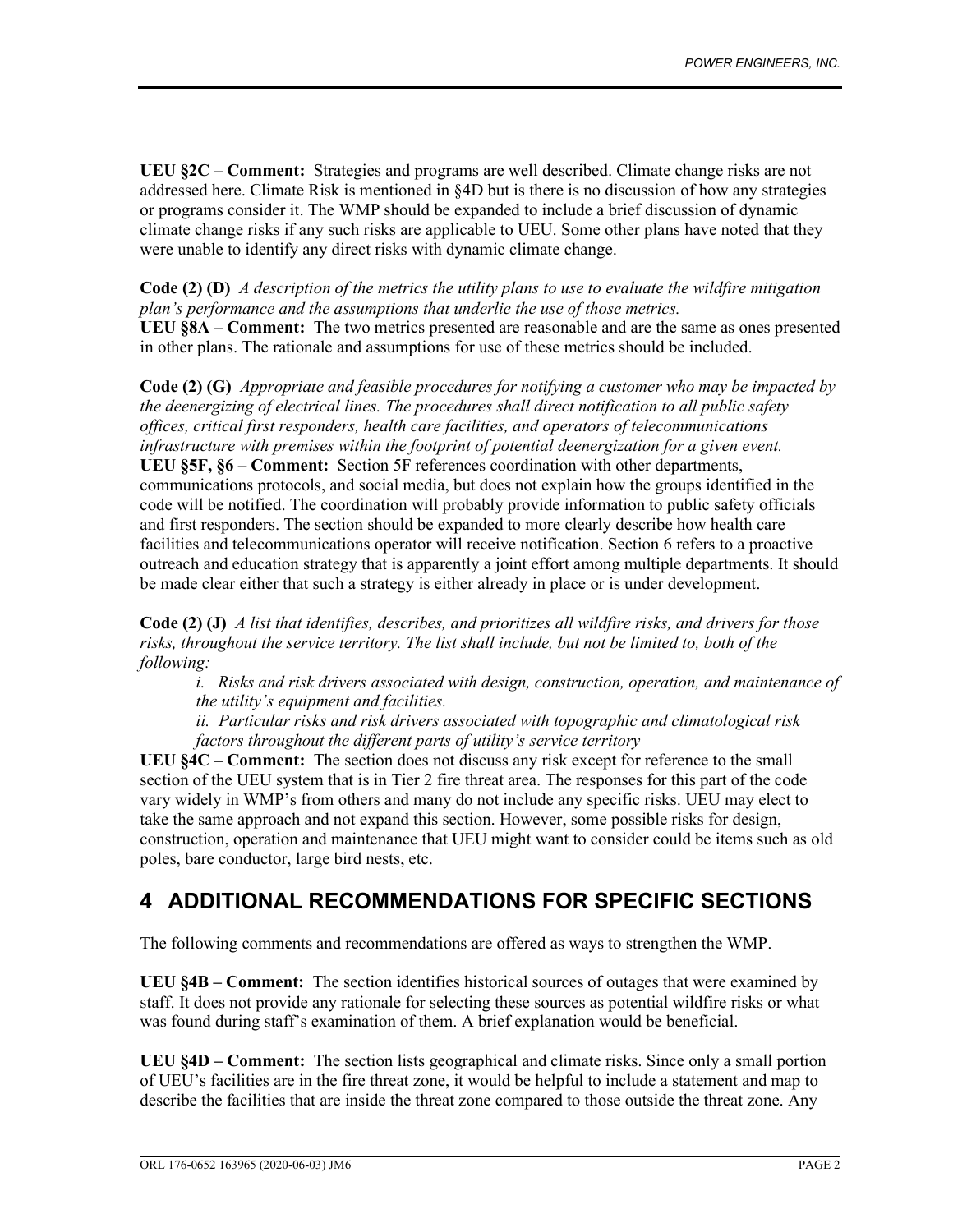**UEU §2C – Comment:** Strategies and programs are well described. Climate change risks are not addressed here. Climate Risk is mentioned in §4D but is there is no discussion of how any strategies or programs consider it. The WMP should be expanded to include a brief discussion of dynamic climate change risks if any such risks are applicable to UEU. Some other plans have noted that they were unable to identify any direct risks with dynamic climate change.

**Code (2) (D)** *A description of the metrics the utility plans to use to evaluate the wildfire mitigation plan's performance and the assumptions that underlie the use of those metrics.*
**UEU §8A – Comment:** The two metrics presented are reasonable and are the same as ones presented in other plans. The rationale and assumptions for use of these metrics should be included.

**Code (2) (G)** *Appropriate and feasible procedures for notifying a customer who may be impacted by the deenergizing of electrical lines. The procedures shall direct notification to all public safety offices, critical first responders, health care facilities, and operators of telecommunications infrastructure with premises within the footprint of potential deenergization for a given event.*
**UEU §5F, §6 – Comment:** Section 5F references coordination with other departments, communications protocols, and social media, but does not explain how the groups identified in the code will be notified. The coordination will probably provide information to public safety officials and first responders. The section should be expanded to more clearly describe how health care facilities and telecommunications operator will receive notification. Section 6 refers to a proactive outreach and education strategy that is apparently a joint effort among multiple departments. It should be made clear either that such a strategy is either already in place or is under development.

**Code (2) (J)** *A list that identifies, describes, and prioritizes all wildfire risks, and drivers for those risks, throughout the service territory. The list shall include, but not be limited to, both of the following:*

> *i. Risks and risk drivers associated with design, construction, operation, and maintenance of the utility's equipment and facilities.*
>
> *ii. Particular risks and risk drivers associated with topographic and climatological risk factors throughout the different parts of utility's service territory*

**UEU §4C – Comment:** The section does not discuss any risk except for reference to the small section of the UEU system that is in Tier 2 fire threat area. The responses for this part of the code vary widely in WMP's from others and many do not include any specific risks. UEU may elect to take the same approach and not expand this section. However, some possible risks for design, construction, operation and maintenance that UEU might want to consider could be items such as old poles, bare conductor, large bird nests, etc.

# 4 ADDITIONAL RECOMMENDATIONS FOR SPECIFIC SECTIONS

The following comments and recommendations are offered as ways to strengthen the WMP.

**UEU §4B – Comment:** The section identifies historical sources of outages that were examined by staff. It does not provide any rationale for selecting these sources as potential wildfire risks or what was found during staff's examination of them. A brief explanation would be beneficial.

**UEU §4D – Comment:** The section lists geographical and climate risks. Since only a small portion of UEU's facilities are in the fire threat zone, it would be helpful to include a statement and map to describe the facilities that are inside the threat zone compared to those outside the threat zone. Any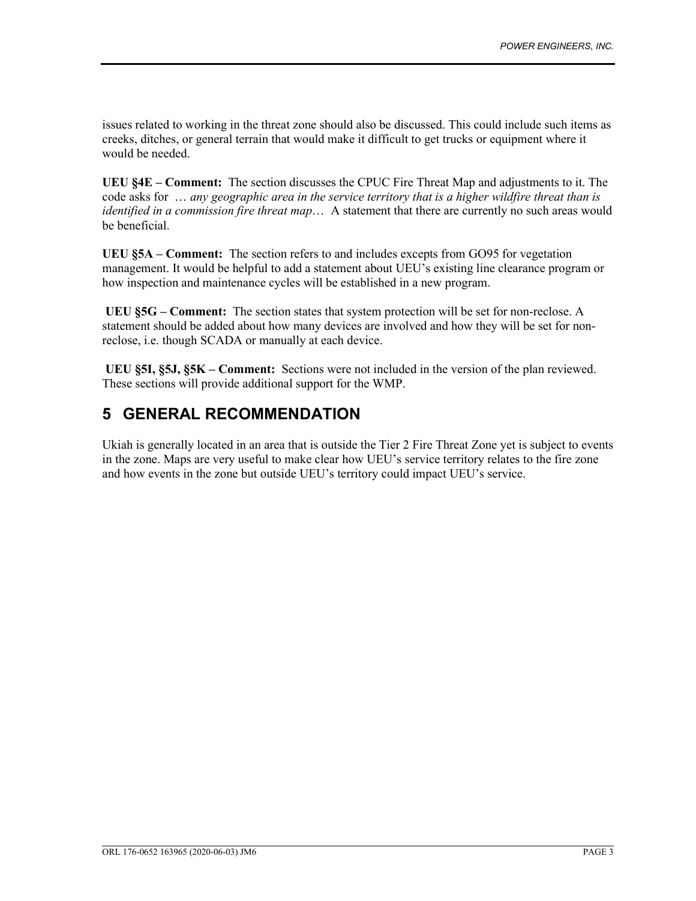issues related to working in the threat zone should also be discussed. This could include such items as creeks, ditches, or general terrain that would make it difficult to get trucks or equipment where it would be needed.

**UEU §4E – Comment:** The section discusses the CPUC Fire Threat Map and adjustments to it. The code asks for … *any geographic area in the service territory that is a higher wildfire threat than is identified in a commission fire threat map*… A statement that there are currently no such areas would be beneficial.

**UEU §5A – Comment:** The section refers to and includes excepts from GO95 for vegetation management. It would be helpful to add a statement about UEU's existing line clearance program or how inspection and maintenance cycles will be established in a new program.

**UEU §5G – Comment:** The section states that system protection will be set for non-reclose. A statement should be added about how many devices are involved and how they will be set for non-reclose, i.e. though SCADA or manually at each device.

**UEU §5I, §5J, §5K – Comment:** Sections were not included in the version of the plan reviewed. These sections will provide additional support for the WMP.

# 5 GENERAL RECOMMENDATION

Ukiah is generally located in an area that is outside the Tier 2 Fire Threat Zone yet is subject to events in the zone. Maps are very useful to make clear how UEU's service territory relates to the fire zone and how events in the zone but outside UEU's territory could impact UEU's service.